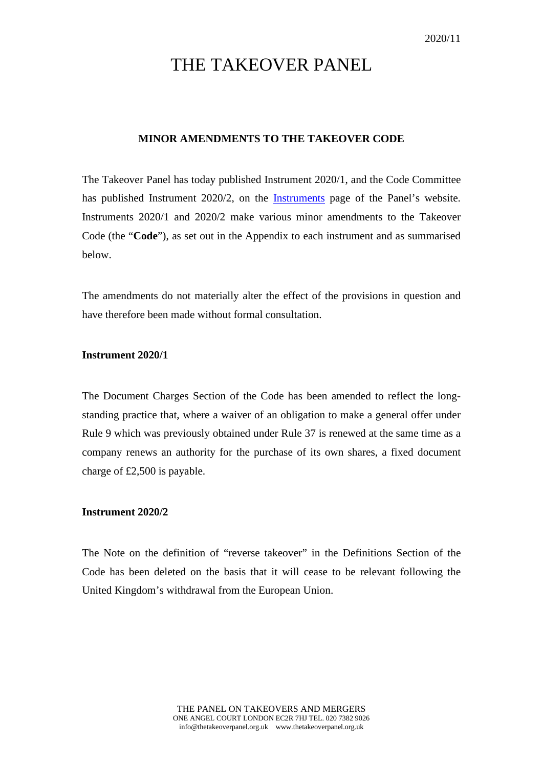2020/11

# THE TAKEOVER PANEL

## MINOR AMENDMENTS TO THE TAKEOVER CODE

The Takeover Panel has today published Instrument 2020/1, and the Code Committee has published Instrument 2020/2, on the Instruments page of the Panel's website. Instruments 2020/1 and 2020/2 make various minor amendments to the Takeover Code (the "**Code**"), as set out in the Appendix to each instrument and as summarised below.

The amendments do not materially alter the effect of the provisions in question and have therefore been made without formal consultation.

**Instrument 2020/1**

The Document Charges Section of the Code has been amended to reflect the long-standing practice that, where a waiver of an obligation to make a general offer under Rule 9 which was previously obtained under Rule 37 is renewed at the same time as a company renews an authority for the purchase of its own shares, a fixed document charge of £2,500 is payable.

**Instrument 2020/2**

The Note on the definition of "reverse takeover" in the Definitions Section of the Code has been deleted on the basis that it will cease to be relevant following the United Kingdom's withdrawal from the European Union.

THE PANEL ON TAKEOVERS AND MERGERS
ONE ANGEL COURT LONDON EC2R 7HJ TEL. 020 7382 9026
info@thetakeoverpanel.org.uk www.thetakeoverpanel.org.uk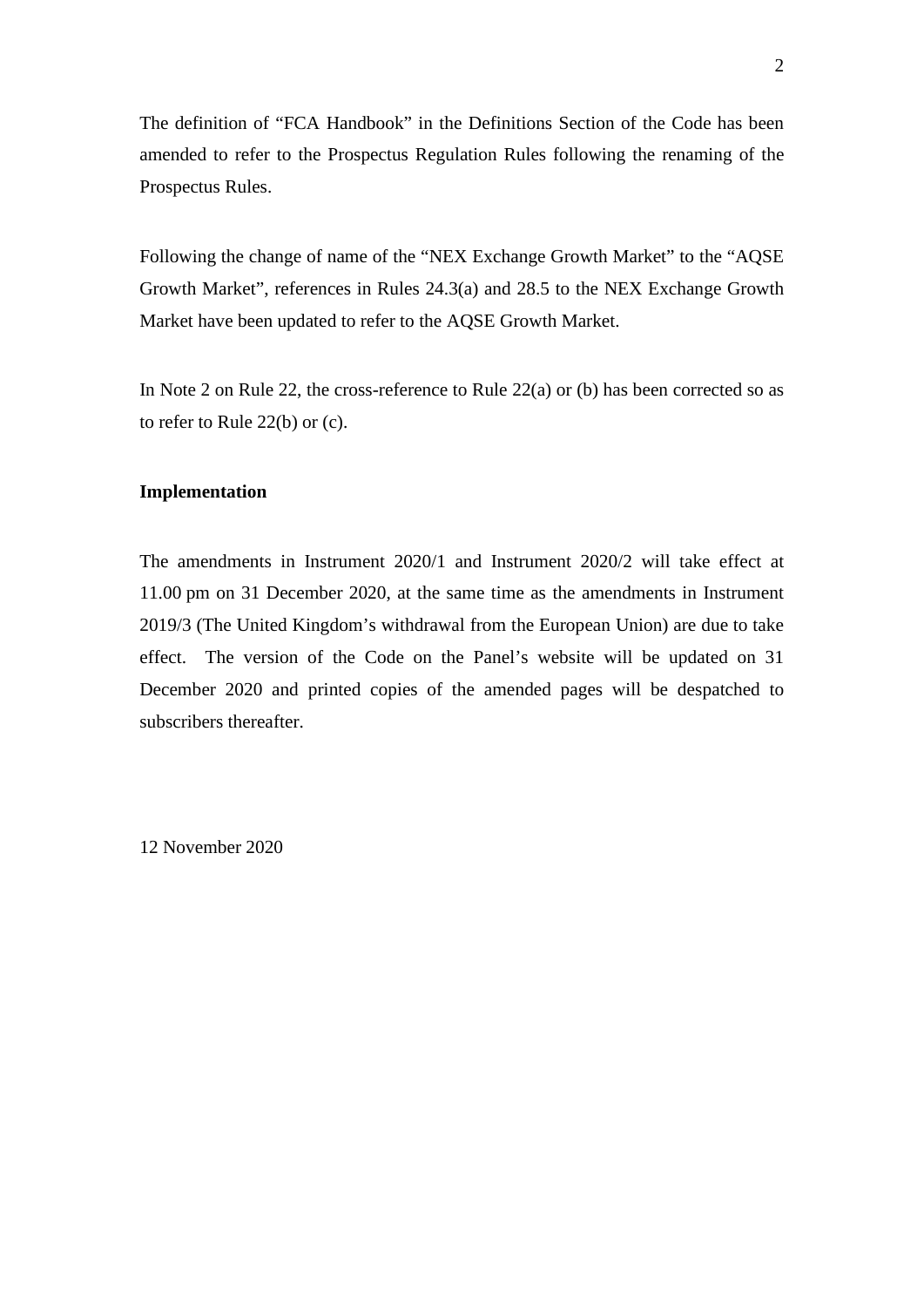The definition of "FCA Handbook" in the Definitions Section of the Code has been amended to refer to the Prospectus Regulation Rules following the renaming of the Prospectus Rules.

Following the change of name of the "NEX Exchange Growth Market" to the "AQSE Growth Market", references in Rules 24.3(a) and 28.5 to the NEX Exchange Growth Market have been updated to refer to the AQSE Growth Market.

In Note 2 on Rule 22, the cross-reference to Rule 22(a) or (b) has been corrected so as to refer to Rule 22(b) or (c).

**Implementation**

The amendments in Instrument 2020/1 and Instrument 2020/2 will take effect at 11.00 pm on 31 December 2020, at the same time as the amendments in Instrument 2019/3 (The United Kingdom's withdrawal from the European Union) are due to take effect. The version of the Code on the Panel's website will be updated on 31 December 2020 and printed copies of the amended pages will be despatched to subscribers thereafter.

12 November 2020